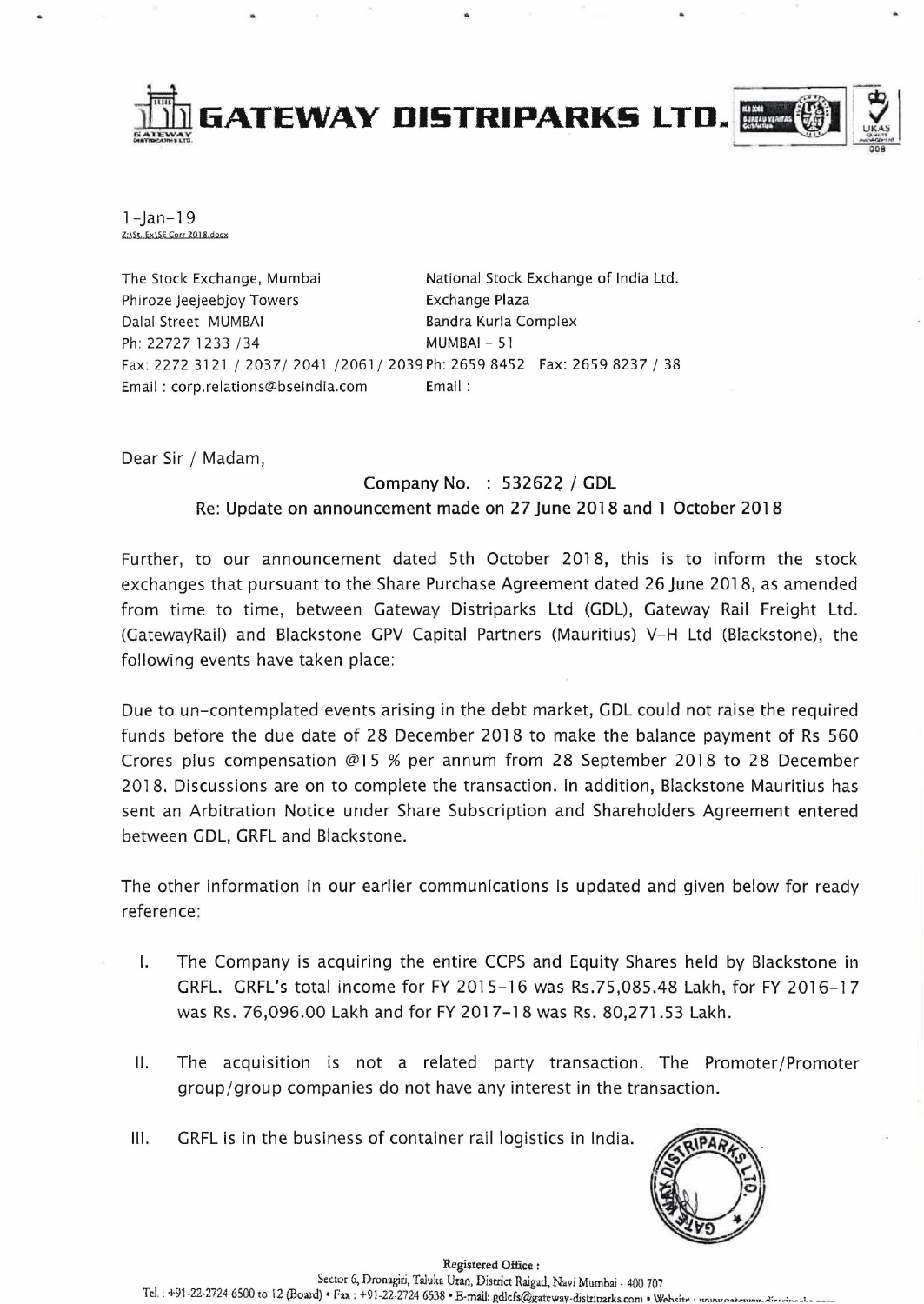# GATEWAY DISTRIPARKS LTD.

1-Jan-19
Z:\St_Ex\SE Corr 2018.docx

The Stock Exchange, Mumbai
Phiroze Jeejeebjoy Towers
Dalal Street MUMBAI
Ph: 22727 1233 /34
Fax: 2272 3121 / 2037/ 2041 /2061/ 2039
Email : corp.relations@bseindia.com

National Stock Exchange of India Ltd.
Exchange Plaza
Bandra Kurla Complex
MUMBAI – 51
Ph: 2659 8452 Fax: 2659 8237 / 38
Email :

Dear Sir / Madam,

Company No. : 532622 / GDL

Re: Update on announcement made on 27 June 2018 and 1 October 2018

Further, to our announcement dated 5th October 2018, this is to inform the stock exchanges that pursuant to the Share Purchase Agreement dated 26 June 2018, as amended from time to time, between Gateway Distriparks Ltd (GDL), Gateway Rail Freight Ltd. (GatewayRail) and Blackstone GPV Capital Partners (Mauritius) V-H Ltd (Blackstone), the following events have taken place:

Due to un-contemplated events arising in the debt market, GDL could not raise the required funds before the due date of 28 December 2018 to make the balance payment of Rs 560 Crores plus compensation @15 % per annum from 28 September 2018 to 28 December 2018. Discussions are on to complete the transaction. In addition, Blackstone Mauritius has sent an Arbitration Notice under Share Subscription and Shareholders Agreement entered between GDL, GRFL and Blackstone.

The other information in our earlier communications is updated and given below for ready reference:

I. The Company is acquiring the entire CCPS and Equity Shares held by Blackstone in GRFL. GRFL's total income for FY 2015-16 was Rs.75,085.48 Lakh, for FY 2016-17 was Rs. 76,096.00 Lakh and for FY 2017-18 was Rs. 80,271.53 Lakh.

II. The acquisition is not a related party transaction. The Promoter/Promoter group/group companies do not have any interest in the transaction.

III. GRFL is in the business of container rail logistics in India.

Registered Office :
Sector 6, Dronagiri, Taluka Uran, District Raigad, Navi Mumbai - 400 707
Tel. : +91-22-2724 6500 to 12 (Board) • Fax : +91-22-2724 6538 • E-mail: gdlcfs@gateway-distriparks.com • Website : www.gateway-distriparks.com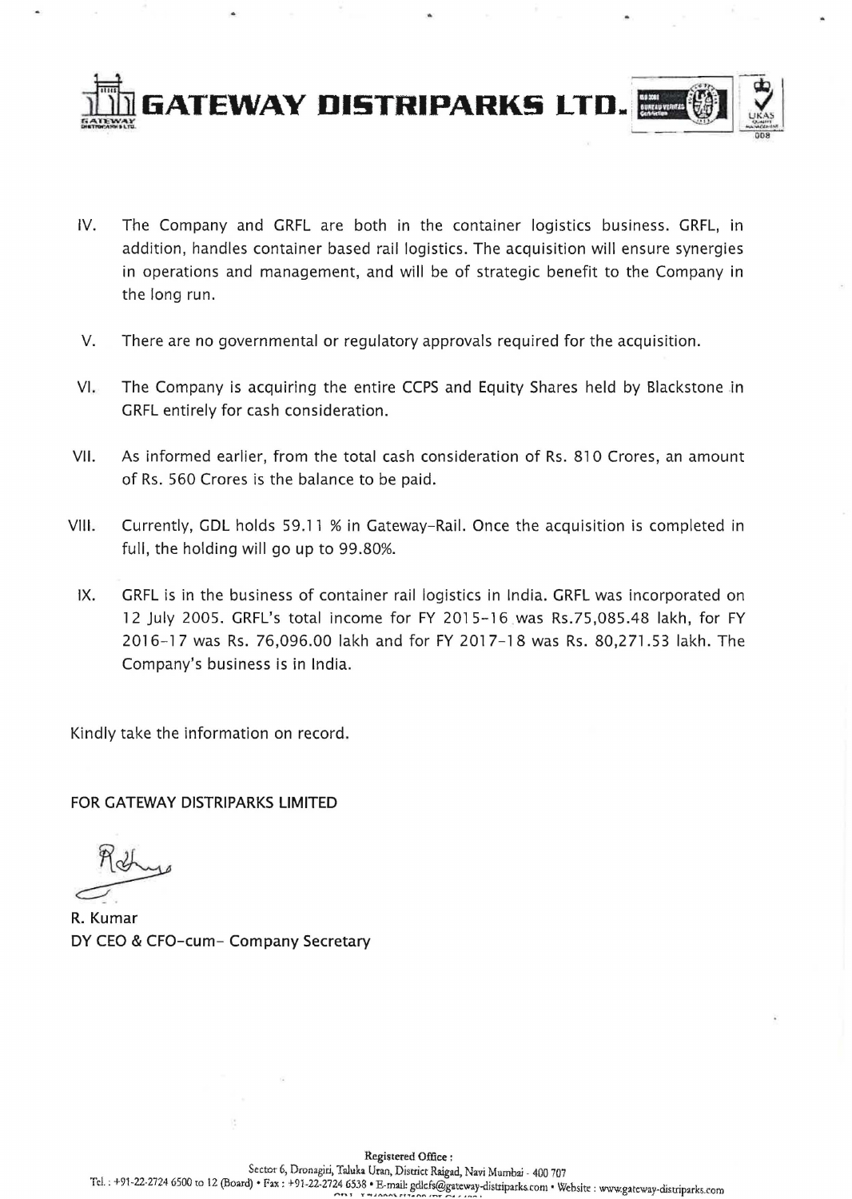# GATEWAY DISTRIPARKS LTD.

IV. The Company and GRFL are both in the container logistics business. GRFL, in addition, handles container based rail logistics. The acquisition will ensure synergies in operations and management, and will be of strategic benefit to the Company in the long run.

V. There are no governmental or regulatory approvals required for the acquisition.

VI. The Company is acquiring the entire CCPS and Equity Shares held by Blackstone in GRFL entirely for cash consideration.

VII. As informed earlier, from the total cash consideration of Rs. 810 Crores, an amount of Rs. 560 Crores is the balance to be paid.

VIII. Currently, GDL holds 59.11 % in Gateway-Rail. Once the acquisition is completed in full, the holding will go up to 99.80%.

IX. GRFL is in the business of container rail logistics in India. GRFL was incorporated on 12 July 2005. GRFL's total income for FY 2015-16 was Rs.75,085.48 lakh, for FY 2016-17 was Rs. 76,096.00 lakh and for FY 2017-18 was Rs. 80,271.53 lakh. The Company's business is in India.

Kindly take the information on record.

FOR GATEWAY DISTRIPARKS LIMITED

R. Kumar
DY CEO & CFO-cum- Company Secretary

Registered Office :
Sector 6, Dronagiri, Taluka Uran, District Raigad, Navi Mumbai - 400 707
Tel. : +91-22-2724 6500 to 12 (Board) • Fax : +91-22-2724 6538 • E-mail: gdlcfs@gateway-distriparks.com • Website : www.gateway-distriparks.com